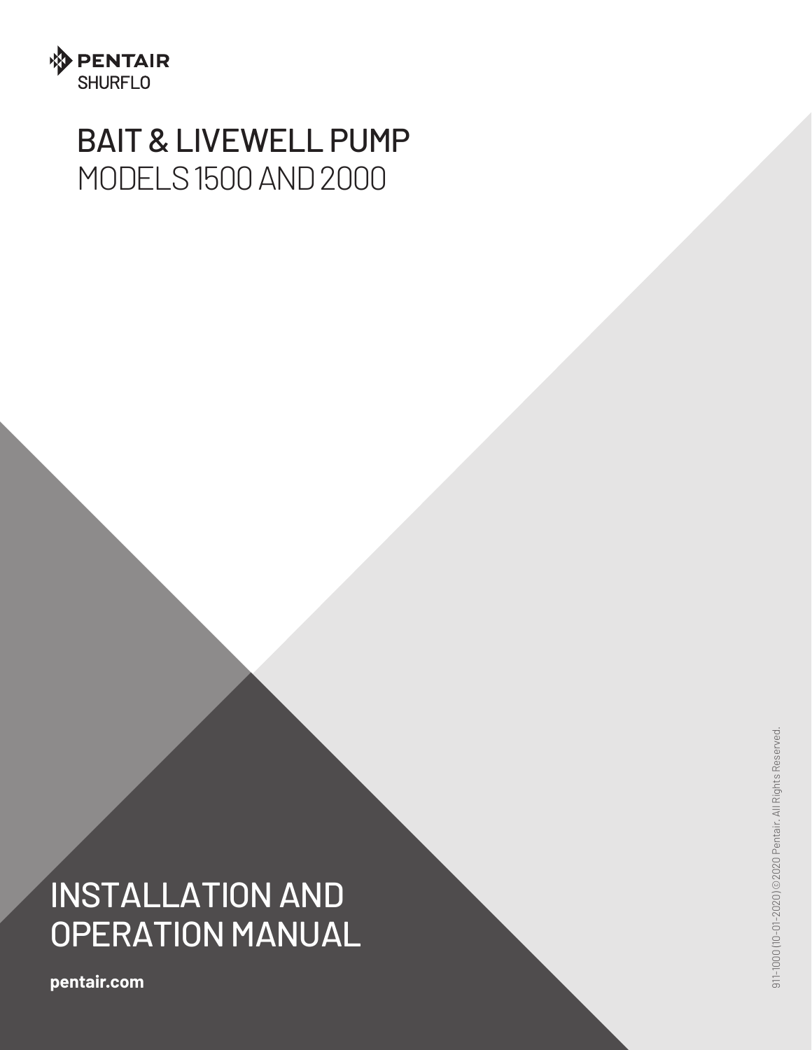PENTAIR
SHURFLO

# BAIT & LIVEWELL PUMP
## MODELS 1500 AND 2000

# INSTALLATION AND OPERATION MANUAL

**pentair.com**

911-1000 (10-01-2020) ©2020 Pentair. All Rights Reserved.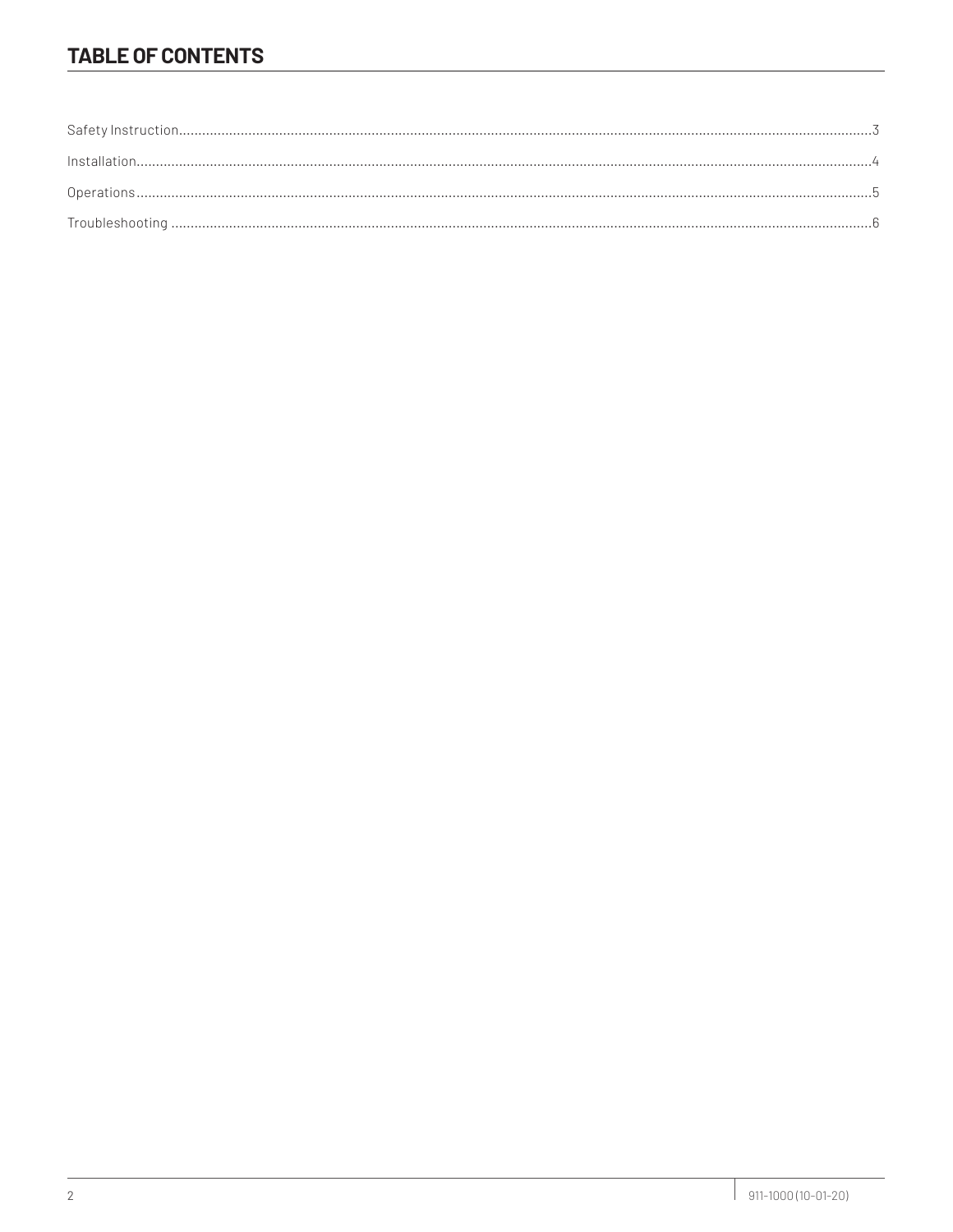## TABLE OF CONTENTS

Safety Instruction.....................................................................................................3

Installation.................................................................................................................4

Operations.................................................................................................................5

Troubleshooting .......................................................................................................6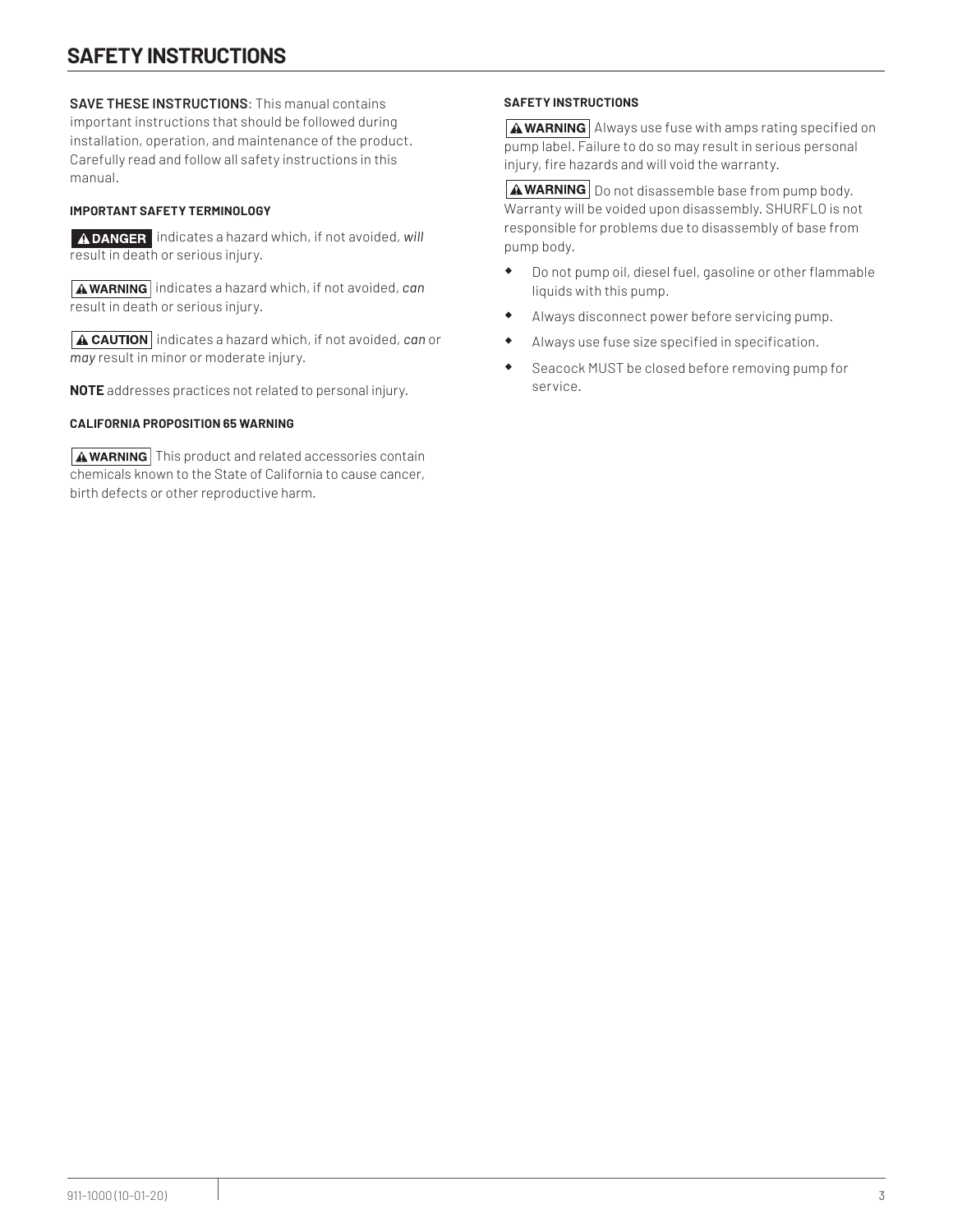# SAFETY INSTRUCTIONS

**SAVE THESE INSTRUCTIONS**: This manual contains important instructions that should be followed during installation, operation, and maintenance of the product. Carefully read and follow all safety instructions in this manual.

#### IMPORTANT SAFETY TERMINOLOGY

**⚠ DANGER** indicates a hazard which, if not avoided, *will* result in death or serious injury.

**⚠ WARNING** indicates a hazard which, if not avoided, *can* result in death or serious injury.

**⚠ CAUTION** indicates a hazard which, if not avoided, *can* or *may* result in minor or moderate injury.

**NOTE** addresses practices not related to personal injury.

#### CALIFORNIA PROPOSITION 65 WARNING

**⚠ WARNING** This product and related accessories contain chemicals known to the State of California to cause cancer, birth defects or other reproductive harm.

#### SAFETY INSTRUCTIONS

**⚠ WARNING** Always use fuse with amps rating specified on pump label. Failure to do so may result in serious personal injury, fire hazards and will void the warranty.

**⚠ WARNING** Do not disassemble base from pump body. Warranty will be voided upon disassembly. SHURFLO is not responsible for problems due to disassembly of base from pump body.

- Do not pump oil, diesel fuel, gasoline or other flammable liquids with this pump.
- Always disconnect power before servicing pump.
- Always use fuse size specified in specification.
- Seacock MUST be closed before removing pump for service.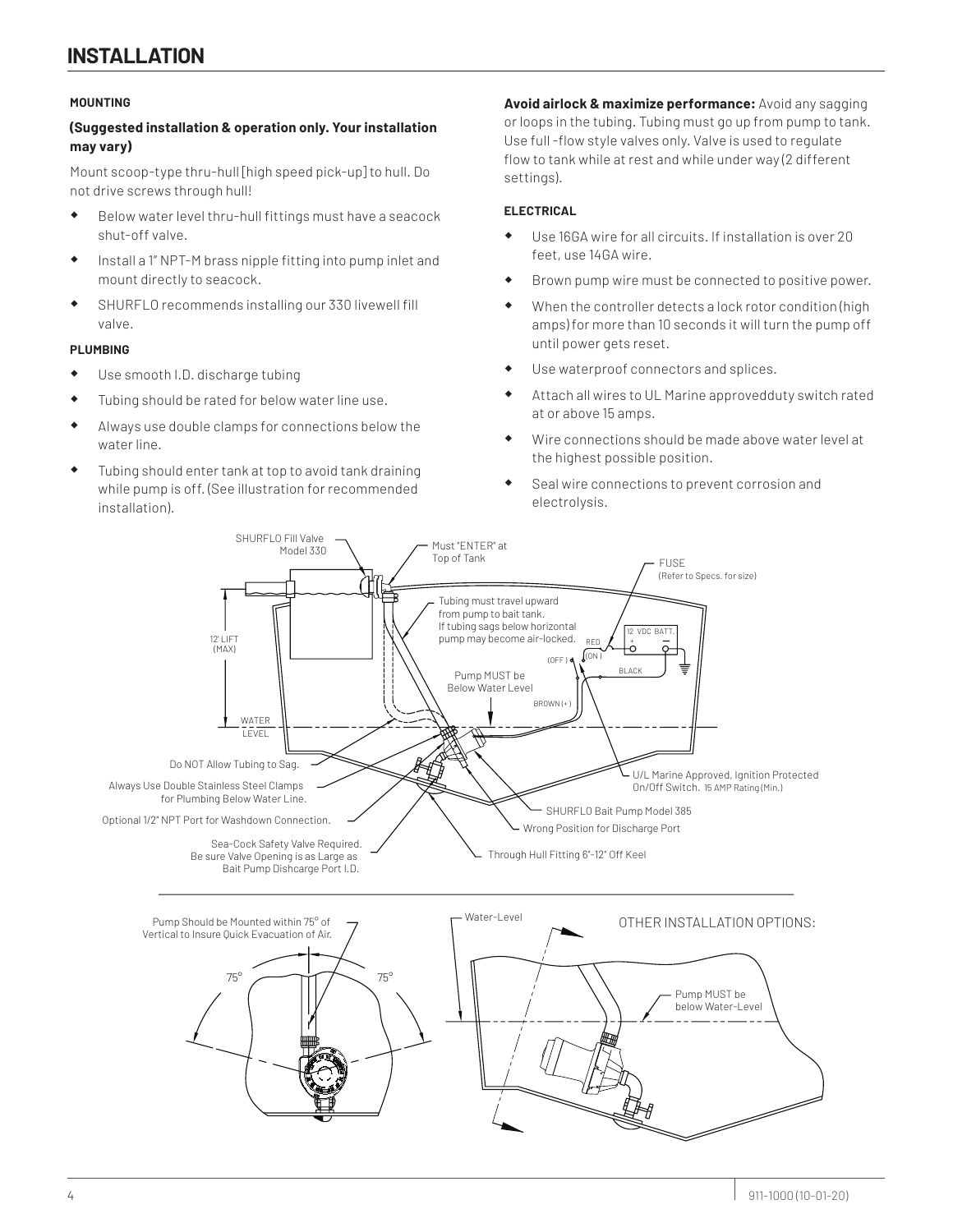# INSTALLATION

**MOUNTING**

**(Suggested installation & operation only. Your installation may vary)**

Mount scoop-type thru-hull [high speed pick-up] to hull. Do not drive screws through hull!

- Below water level thru-hull fittings must have a seacock shut-off valve.
- Install a 1" NPT-M brass nipple fitting into pump inlet and mount directly to seacock.
- SHURFLO recommends installing our 330 livewell fill valve.

**PLUMBING**

- Use smooth I.D. discharge tubing
- Tubing should be rated for below water line use.
- Always use double clamps for connections below the water line.
- Tubing should enter tank at top to avoid tank draining while pump is off. (See illustration for recommended installation).

**Avoid airlock & maximize performance:** Avoid any sagging or loops in the tubing. Tubing must go up from pump to tank. Use full -flow style valves only. Valve is used to regulate flow to tank while at rest and while under way (2 different settings).

**ELECTRICAL**

- Use 16GA wire for all circuits. If installation is over 20 feet, use 14GA wire.
- Brown pump wire must be connected to positive power.
- When the controller detects a lock rotor condition (high amps) for more than 10 seconds it will turn the pump off until power gets reset.
- Use waterproof connectors and splices.
- Attach all wires to UL Marine approvedduty switch rated at or above 15 amps.
- Wire connections should be made above water level at the highest possible position.
- Seal wire connections to prevent corrosion and electrolysis.

SHURFLO Fill Valve Model 330

Must "ENTER" at Top of Tank

FUSE (Refer to Specs. for size)

Tubing must travel upward from pump to bait tank. If tubing sags below horizontal pump may become air-locked.

12' LIFT (MAX)

12 VDC BATT.

RED (ON) (OFF) BLACK BROWN (+)

Pump MUST be Below Water Level

WATER LEVEL

Do NOT Allow Tubing to Sag.

Always Use Double Stainless Steel Clamps for Plumbing Below Water Line.

Optional 1/2" NPT Port for Washdown Connection.

Sea-Cock Safety Valve Required. Be sure Valve Opening is as Large as Bait Pump Dishcarge Port I.D.

U/L Marine Approved, Ignition Protected On/Off Switch. 15 AMP Rating (Min.)

SHURFLO Bait Pump Model 385

Wrong Position for Discharge Port

Through Hull Fitting 6"-12" Off Keel

Pump Should be Mounted within 75° of Vertical to Insure Quick Evacuation of Air.

75° 75°

Water-Level

OTHER INSTALLATION OPTIONS:

Pump MUST be below Water-Level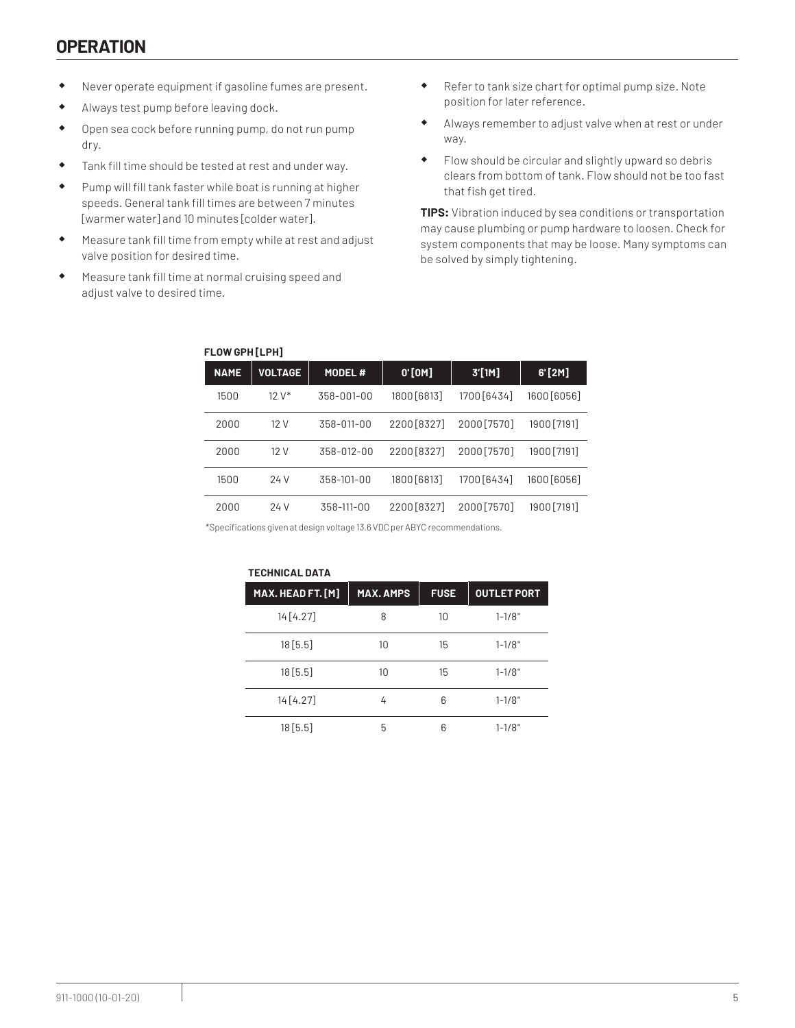## OPERATION

- Never operate equipment if gasoline fumes are present.
- Always test pump before leaving dock.
- Open sea cock before running pump, do not run pump dry.
- Tank fill time should be tested at rest and under way.
- Pump will fill tank faster while boat is running at higher speeds. General tank fill times are between 7 minutes [warmer water] and 10 minutes [colder water].
- Measure tank fill time from empty while at rest and adjust valve position for desired time.
- Measure tank fill time at normal cruising speed and adjust valve to desired time.
- Refer to tank size chart for optimal pump size. Note position for later reference.
- Always remember to adjust valve when at rest or under way.
- Flow should be circular and slightly upward so debris clears from bottom of tank. Flow should not be too fast that fish get tired.

**TIPS:** Vibration induced by sea conditions or transportation may cause plumbing or pump hardware to loosen. Check for system components that may be loose. Many symptoms can be solved by simply tightening.

**FLOW GPH [LPH]**

| NAME | VOLTAGE | MODEL # | 0' [0M] | 3' [1M] | 6' [2M] |
|---|---|---|---|---|---|
| 1500 | 12 V* | 358-001-00 | 1800 [6813] | 1700 [6434] | 1600 [6056] |
| 2000 | 12 V | 358-011-00 | 2200 [8327] | 2000 [7570] | 1900 [7191] |
| 2000 | 12 V | 358-012-00 | 2200 [8327] | 2000 [7570] | 1900 [7191] |
| 1500 | 24 V | 358-101-00 | 1800 [6813] | 1700 [6434] | 1600 [6056] |
| 2000 | 24 V | 358-111-00 | 2200 [8327] | 2000 [7570] | 1900 [7191] |

*Specifications given at design voltage 13.6 VDC per ABYC recommendations.

**TECHNICAL DATA**

| MAX. HEAD FT. [M] | MAX. AMPS | FUSE | OUTLET PORT |
|---|---|---|---|
| 14 [4.27] | 8 | 10 | 1-1/8" |
| 18 [5.5] | 10 | 15 | 1-1/8" |
| 18 [5.5] | 10 | 15 | 1-1/8" |
| 14 [4.27] | 4 | 6 | 1-1/8" |
| 18 [5.5] | 5 | 6 | 1-1/8" |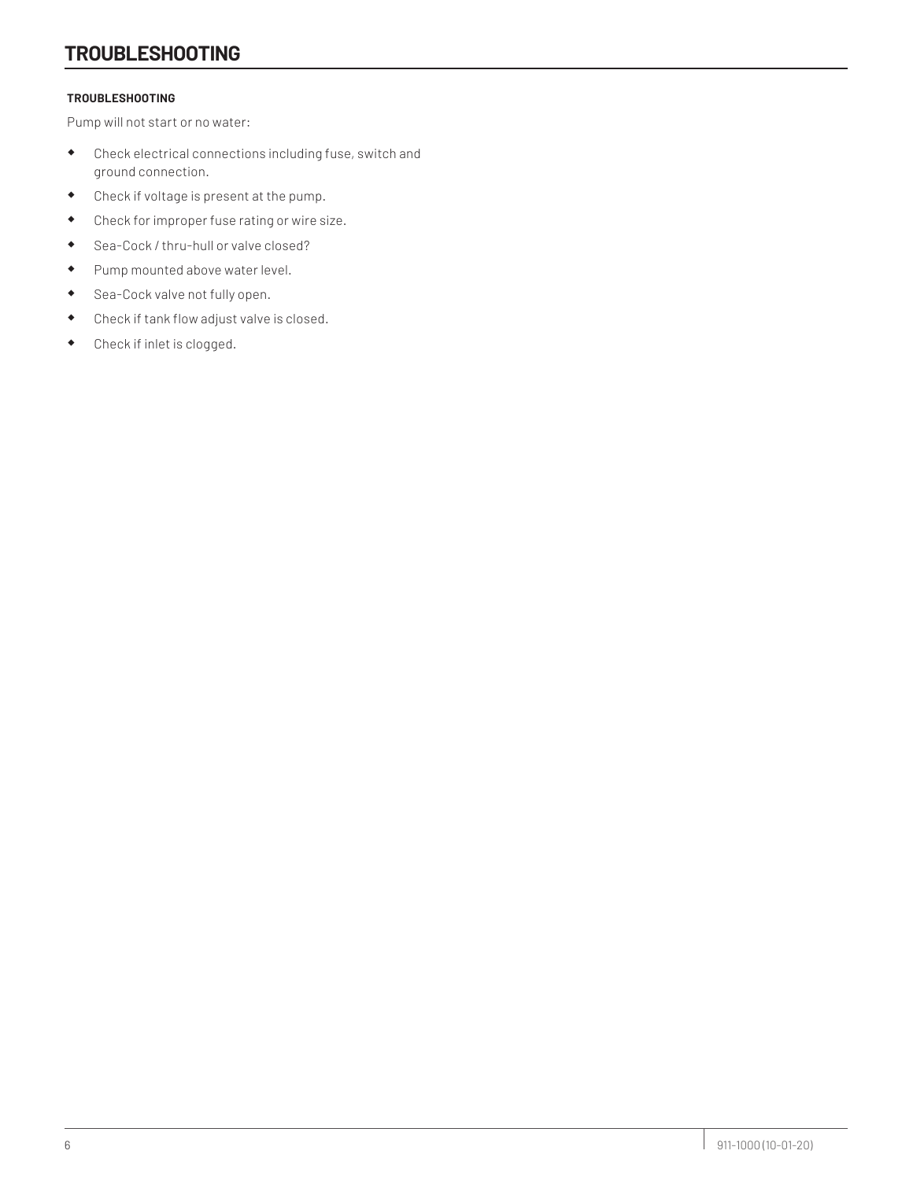# TROUBLESHOOTING

**TROUBLESHOOTING**

Pump will not start or no water:

- Check electrical connections including fuse, switch and ground connection.
- Check if voltage is present at the pump.
- Check for improper fuse rating or wire size.
- Sea-Cock / thru-hull or valve closed?
- Pump mounted above water level.
- Sea-Cock valve not fully open.
- Check if tank flow adjust valve is closed.
- Check if inlet is clogged.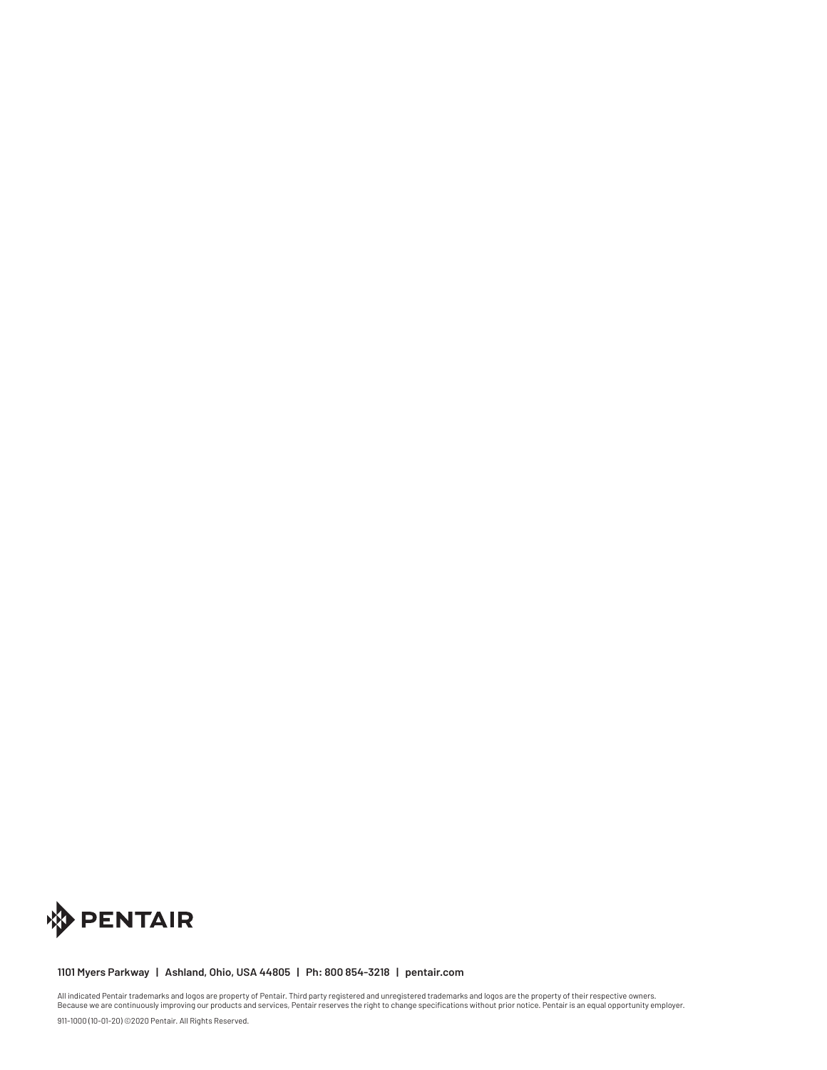PENTAIR

**1101 Myers Parkway | Ashland, Ohio, USA 44805 | Ph: 800 854-3218 | pentair.com**

All indicated Pentair trademarks and logos are property of Pentair. Third party registered and unregistered trademarks and logos are the property of their respective owners.
Because we are continuously improving our products and services, Pentair reserves the right to change specifications without prior notice. Pentair is an equal opportunity employer.

911-1000 (10-01-20) ©2020 Pentair. All Rights Reserved.